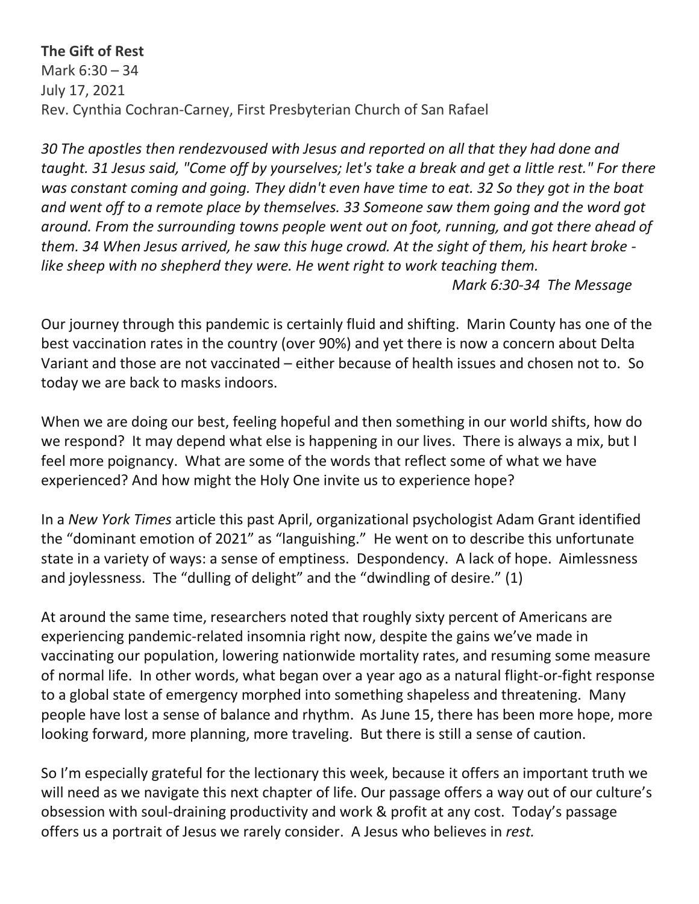**The Gift of Rest**
Mark 6:30 – 34
July 17, 2021
Rev. Cynthia Cochran-Carney, First Presbyterian Church of San Rafael

*30 The apostles then rendezvoused with Jesus and reported on all that they had done and taught. 31 Jesus said, "Come off by yourselves; let's take a break and get a little rest." For there was constant coming and going. They didn't even have time to eat. 32 So they got in the boat and went off to a remote place by themselves. 33 Someone saw them going and the word got around. From the surrounding towns people went out on foot, running, and got there ahead of them. 34 When Jesus arrived, he saw this huge crowd. At the sight of them, his heart broke - like sheep with no shepherd they were. He went right to work teaching them.*

*Mark 6:30-34 The Message*

Our journey through this pandemic is certainly fluid and shifting. Marin County has one of the best vaccination rates in the country (over 90%) and yet there is now a concern about Delta Variant and those are not vaccinated – either because of health issues and chosen not to. So today we are back to masks indoors.

When we are doing our best, feeling hopeful and then something in our world shifts, how do we respond? It may depend what else is happening in our lives. There is always a mix, but I feel more poignancy. What are some of the words that reflect some of what we have experienced? And how might the Holy One invite us to experience hope?

In a *New York Times* article this past April, organizational psychologist Adam Grant identified the "dominant emotion of 2021" as "languishing." He went on to describe this unfortunate state in a variety of ways: a sense of emptiness. Despondency. A lack of hope. Aimlessness and joylessness. The "dulling of delight" and the "dwindling of desire." (1)

At around the same time, researchers noted that roughly sixty percent of Americans are experiencing pandemic-related insomnia right now, despite the gains we've made in vaccinating our population, lowering nationwide mortality rates, and resuming some measure of normal life. In other words, what began over a year ago as a natural flight-or-fight response to a global state of emergency morphed into something shapeless and threatening. Many people have lost a sense of balance and rhythm. As June 15, there has been more hope, more looking forward, more planning, more traveling. But there is still a sense of caution.

So I'm especially grateful for the lectionary this week, because it offers an important truth we will need as we navigate this next chapter of life. Our passage offers a way out of our culture's obsession with soul-draining productivity and work & profit at any cost. Today's passage offers us a portrait of Jesus we rarely consider. A Jesus who believes in *rest.*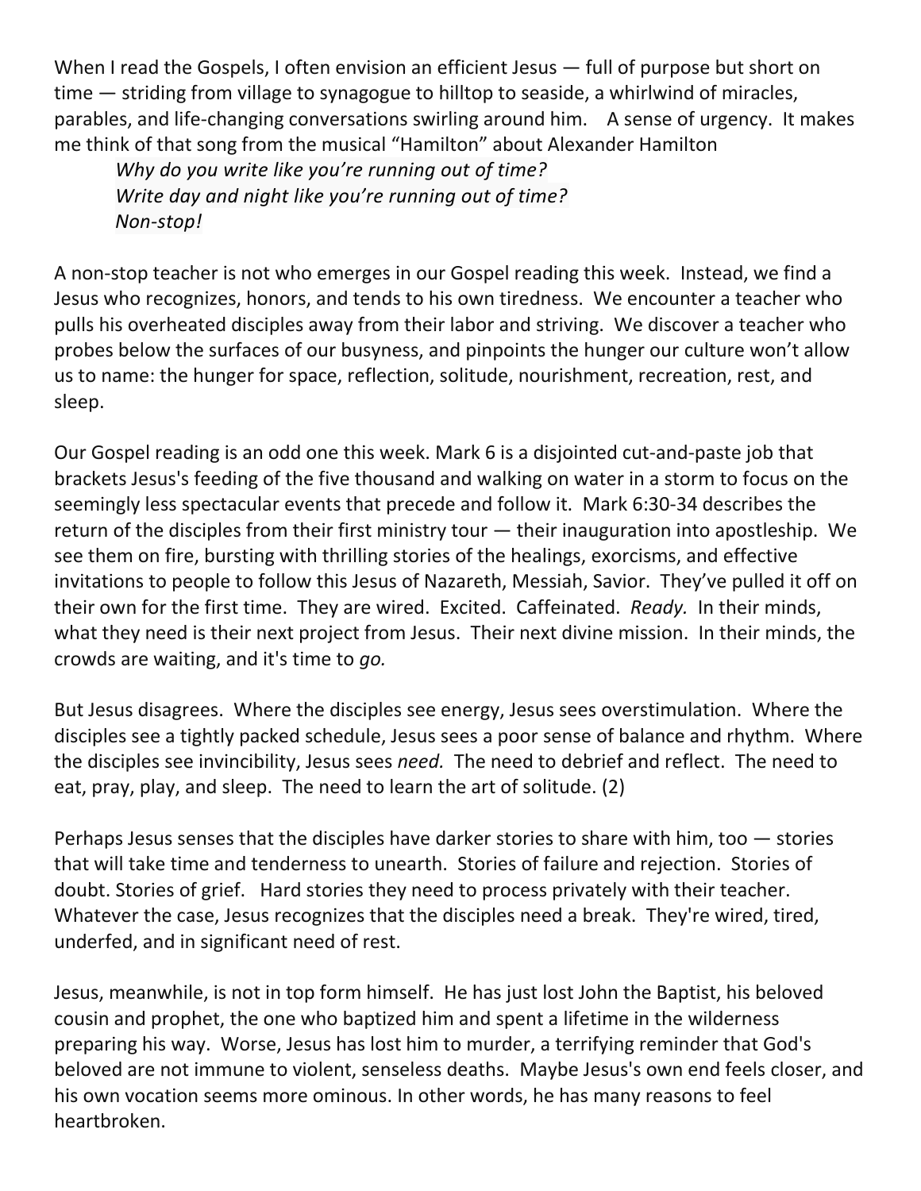When I read the Gospels, I often envision an efficient Jesus — full of purpose but short on time — striding from village to synagogue to hilltop to seaside, a whirlwind of miracles, parables, and life-changing conversations swirling around him.   A sense of urgency.  It makes me think of that song from the musical "Hamilton" about Alexander Hamilton

> *Why do you write like you're running out of time?*
> *Write day and night like you're running out of time?*
> *Non-stop!*

A non-stop teacher is not who emerges in our Gospel reading this week.  Instead, we find a Jesus who recognizes, honors, and tends to his own tiredness.  We encounter a teacher who pulls his overheated disciples away from their labor and striving.  We discover a teacher who probes below the surfaces of our busyness, and pinpoints the hunger our culture won't allow us to name: the hunger for space, reflection, solitude, nourishment, recreation, rest, and sleep.

Our Gospel reading is an odd one this week. Mark 6 is a disjointed cut-and-paste job that brackets Jesus's feeding of the five thousand and walking on water in a storm to focus on the seemingly less spectacular events that precede and follow it.  Mark 6:30-34 describes the return of the disciples from their first ministry tour — their inauguration into apostleship.  We see them on fire, bursting with thrilling stories of the healings, exorcisms, and effective invitations to people to follow this Jesus of Nazareth, Messiah, Savior.  They've pulled it off on their own for the first time.  They are wired.  Excited.  Caffeinated.  *Ready.*  In their minds, what they need is their next project from Jesus.  Their next divine mission.  In their minds, the crowds are waiting, and it's time to *go.*

But Jesus disagrees.  Where the disciples see energy, Jesus sees overstimulation.  Where the disciples see a tightly packed schedule, Jesus sees a poor sense of balance and rhythm.  Where the disciples see invincibility, Jesus sees *need.*  The need to debrief and reflect.  The need to eat, pray, play, and sleep.  The need to learn the art of solitude. (2)

Perhaps Jesus senses that the disciples have darker stories to share with him, too — stories that will take time and tenderness to unearth.  Stories of failure and rejection.  Stories of doubt. Stories of grief.   Hard stories they need to process privately with their teacher.  Whatever the case, Jesus recognizes that the disciples need a break.  They're wired, tired, underfed, and in significant need of rest.

Jesus, meanwhile, is not in top form himself.  He has just lost John the Baptist, his beloved cousin and prophet, the one who baptized him and spent a lifetime in the wilderness preparing his way.  Worse, Jesus has lost him to murder, a terrifying reminder that God's beloved are not immune to violent, senseless deaths.  Maybe Jesus's own end feels closer, and his own vocation seems more ominous. In other words, he has many reasons to feel heartbroken.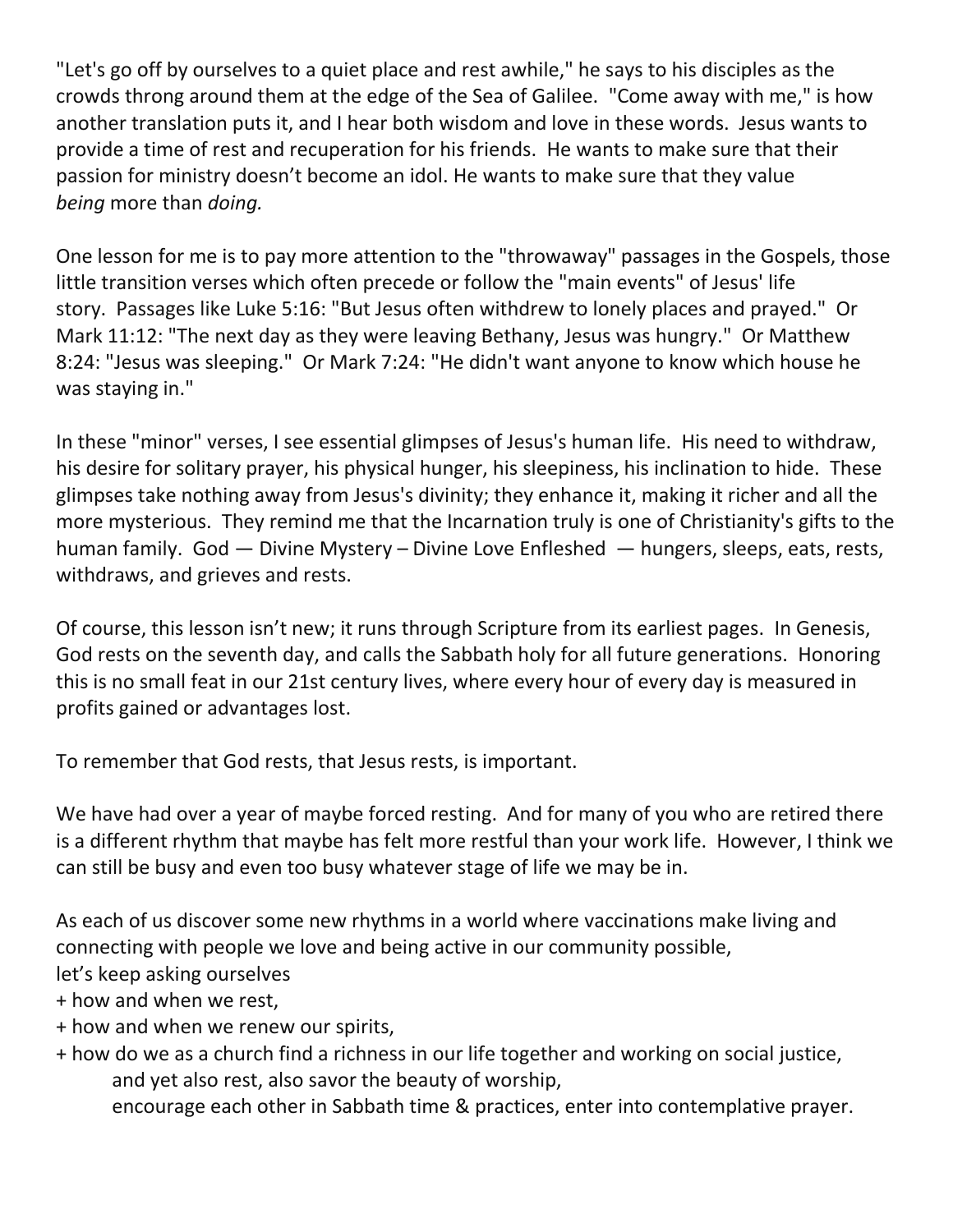"Let's go off by ourselves to a quiet place and rest awhile," he says to his disciples as the crowds throng around them at the edge of the Sea of Galilee. "Come away with me," is how another translation puts it, and I hear both wisdom and love in these words. Jesus wants to provide a time of rest and recuperation for his friends. He wants to make sure that their passion for ministry doesn't become an idol. He wants to make sure that they value *being* more than *doing.*

One lesson for me is to pay more attention to the "throwaway" passages in the Gospels, those little transition verses which often precede or follow the "main events" of Jesus' life story. Passages like Luke 5:16: "But Jesus often withdrew to lonely places and prayed." Or Mark 11:12: "The next day as they were leaving Bethany, Jesus was hungry." Or Matthew 8:24: "Jesus was sleeping." Or Mark 7:24: "He didn't want anyone to know which house he was staying in."

In these "minor" verses, I see essential glimpses of Jesus's human life. His need to withdraw, his desire for solitary prayer, his physical hunger, his sleepiness, his inclination to hide. These glimpses take nothing away from Jesus's divinity; they enhance it, making it richer and all the more mysterious. They remind me that the Incarnation truly is one of Christianity's gifts to the human family. God — Divine Mystery – Divine Love Enfleshed — hungers, sleeps, eats, rests, withdraws, and grieves and rests.

Of course, this lesson isn't new; it runs through Scripture from its earliest pages. In Genesis, God rests on the seventh day, and calls the Sabbath holy for all future generations. Honoring this is no small feat in our 21st century lives, where every hour of every day is measured in profits gained or advantages lost.

To remember that God rests, that Jesus rests, is important.

We have had over a year of maybe forced resting. And for many of you who are retired there is a different rhythm that maybe has felt more restful than your work life. However, I think we can still be busy and even too busy whatever stage of life we may be in.

As each of us discover some new rhythms in a world where vaccinations make living and connecting with people we love and being active in our community possible,
let's keep asking ourselves

+ how and when we rest,
+ how and when we renew our spirits,
+ how do we as a church find a richness in our life together and working on social justice,
  and yet also rest, also savor the beauty of worship,
  encourage each other in Sabbath time & practices, enter into contemplative prayer.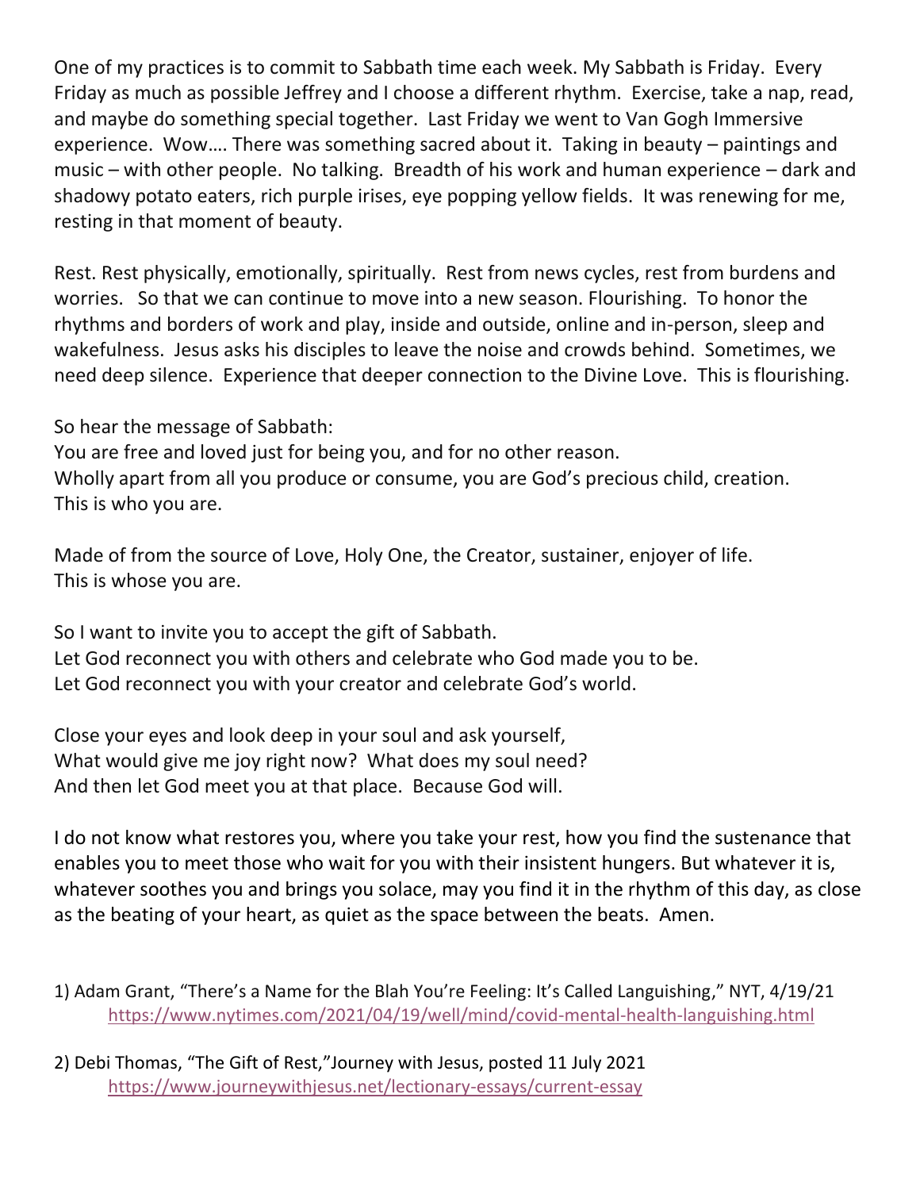One of my practices is to commit to Sabbath time each week. My Sabbath is Friday. Every Friday as much as possible Jeffrey and I choose a different rhythm. Exercise, take a nap, read, and maybe do something special together. Last Friday we went to Van Gogh Immersive experience. Wow…. There was something sacred about it. Taking in beauty – paintings and music – with other people. No talking. Breadth of his work and human experience – dark and shadowy potato eaters, rich purple irises, eye popping yellow fields. It was renewing for me, resting in that moment of beauty.

Rest. Rest physically, emotionally, spiritually. Rest from news cycles, rest from burdens and worries. So that we can continue to move into a new season. Flourishing. To honor the rhythms and borders of work and play, inside and outside, online and in-person, sleep and wakefulness. Jesus asks his disciples to leave the noise and crowds behind. Sometimes, we need deep silence. Experience that deeper connection to the Divine Love. This is flourishing.

So hear the message of Sabbath:
You are free and loved just for being you, and for no other reason.
Wholly apart from all you produce or consume, you are God's precious child, creation.
This is who you are.

Made of from the source of Love, Holy One, the Creator, sustainer, enjoyer of life.
This is whose you are.

So I want to invite you to accept the gift of Sabbath.
Let God reconnect you with others and celebrate who God made you to be.
Let God reconnect you with your creator and celebrate God's world.

Close your eyes and look deep in your soul and ask yourself,
What would give me joy right now? What does my soul need?
And then let God meet you at that place. Because God will.

I do not know what restores you, where you take your rest, how you find the sustenance that enables you to meet those who wait for you with their insistent hungers. But whatever it is, whatever soothes you and brings you solace, may you find it in the rhythm of this day, as close as the beating of your heart, as quiet as the space between the beats. Amen.

1) Adam Grant, "There's a Name for the Blah You're Feeling: It's Called Languishing," NYT, 4/19/21
https://www.nytimes.com/2021/04/19/well/mind/covid-mental-health-languishing.html

2) Debi Thomas, "The Gift of Rest,"Journey with Jesus, posted 11 July 2021
https://www.journeywithjesus.net/lectionary-essays/current-essay